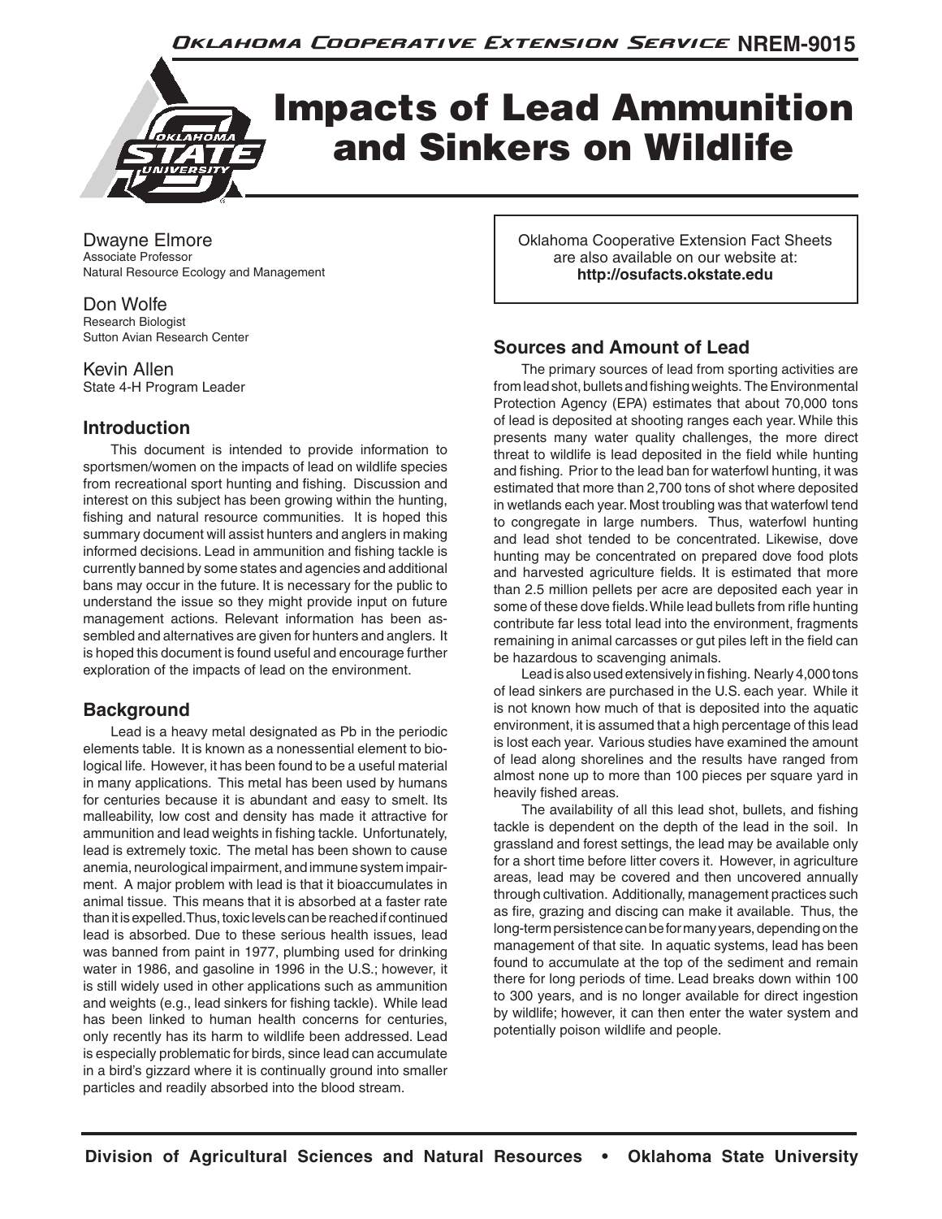Oklahoma Cooperative Extension Service NREM-9015

# Impacts of Lead Ammunition and Sinkers on Wildlife

Dwayne Elmore
Associate Professor
Natural Resource Ecology and Management

Don Wolfe
Research Biologist
Sutton Avian Research Center

Kevin Allen
State 4-H Program Leader

Oklahoma Cooperative Extension Fact Sheets are also available on our website at:
**http://osufacts.okstate.edu**

## Introduction

This document is intended to provide information to sportsmen/women on the impacts of lead on wildlife species from recreational sport hunting and fishing. Discussion and interest on this subject has been growing within the hunting, fishing and natural resource communities. It is hoped this summary document will assist hunters and anglers in making informed decisions. Lead in ammunition and fishing tackle is currently banned by some states and agencies and additional bans may occur in the future. It is necessary for the public to understand the issue so they might provide input on future management actions. Relevant information has been assembled and alternatives are given for hunters and anglers. It is hoped this document is found useful and encourage further exploration of the impacts of lead on the environment.

## Background

Lead is a heavy metal designated as Pb in the periodic elements table. It is known as a nonessential element to biological life. However, it has been found to be a useful material in many applications. This metal has been used by humans for centuries because it is abundant and easy to smelt. Its malleability, low cost and density has made it attractive for ammunition and lead weights in fishing tackle. Unfortunately, lead is extremely toxic. The metal has been shown to cause anemia, neurological impairment, and immune system impairment. A major problem with lead is that it bioaccumulates in animal tissue. This means that it is absorbed at a faster rate than it is expelled. Thus, toxic levels can be reached if continued lead is absorbed. Due to these serious health issues, lead was banned from paint in 1977, plumbing used for drinking water in 1986, and gasoline in 1996 in the U.S.; however, it is still widely used in other applications such as ammunition and weights (e.g., lead sinkers for fishing tackle). While lead has been linked to human health concerns for centuries, only recently has its harm to wildlife been addressed. Lead is especially problematic for birds, since lead can accumulate in a bird's gizzard where it is continually ground into smaller particles and readily absorbed into the blood stream.

## Sources and Amount of Lead

The primary sources of lead from sporting activities are from lead shot, bullets and fishing weights. The Environmental Protection Agency (EPA) estimates that about 70,000 tons of lead is deposited at shooting ranges each year. While this presents many water quality challenges, the more direct threat to wildlife is lead deposited in the field while hunting and fishing. Prior to the lead ban for waterfowl hunting, it was estimated that more than 2,700 tons of shot where deposited in wetlands each year. Most troubling was that waterfowl tend to congregate in large numbers. Thus, waterfowl hunting and lead shot tended to be concentrated. Likewise, dove hunting may be concentrated on prepared dove food plots and harvested agriculture fields. It is estimated that more than 2.5 million pellets per acre are deposited each year in some of these dove fields. While lead bullets from rifle hunting contribute far less total lead into the environment, fragments remaining in animal carcasses or gut piles left in the field can be hazardous to scavenging animals.

Lead is also used extensively in fishing. Nearly 4,000 tons of lead sinkers are purchased in the U.S. each year. While it is not known how much of that is deposited into the aquatic environment, it is assumed that a high percentage of this lead is lost each year. Various studies have examined the amount of lead along shorelines and the results have ranged from almost none up to more than 100 pieces per square yard in heavily fished areas.

The availability of all this lead shot, bullets, and fishing tackle is dependent on the depth of the lead in the soil. In grassland and forest settings, the lead may be available only for a short time before litter covers it. However, in agriculture areas, lead may be covered and then uncovered annually through cultivation. Additionally, management practices such as fire, grazing and discing can make it available. Thus, the long-term persistence can be for many years, depending on the management of that site. In aquatic systems, lead has been found to accumulate at the top of the sediment and remain there for long periods of time. Lead breaks down within 100 to 300 years, and is no longer available for direct ingestion by wildlife; however, it can then enter the water system and potentially poison wildlife and people.

Division of Agricultural Sciences and Natural Resources • Oklahoma State University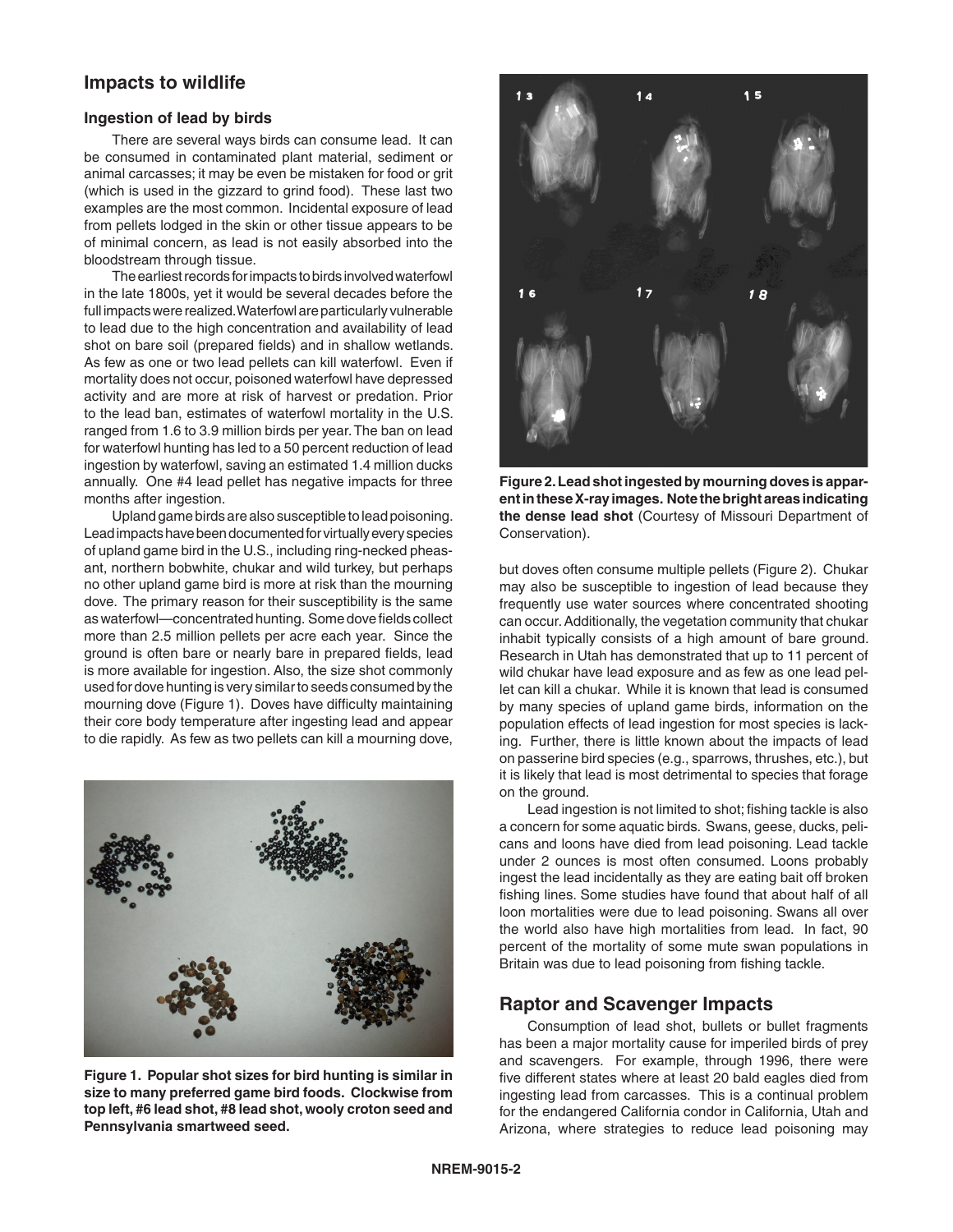## Impacts to wildlife

### Ingestion of lead by birds

There are several ways birds can consume lead. It can be consumed in contaminated plant material, sediment or animal carcasses; it may be even be mistaken for food or grit (which is used in the gizzard to grind food). These last two examples are the most common. Incidental exposure of lead from pellets lodged in the skin or other tissue appears to be of minimal concern, as lead is not easily absorbed into the bloodstream through tissue.

The earliest records for impacts to birds involved waterfowl in the late 1800s, yet it would be several decades before the full impacts were realized. Waterfowl are particularly vulnerable to lead due to the high concentration and availability of lead shot on bare soil (prepared fields) and in shallow wetlands. As few as one or two lead pellets can kill waterfowl. Even if mortality does not occur, poisoned waterfowl have depressed activity and are more at risk of harvest or predation. Prior to the lead ban, estimates of waterfowl mortality in the U.S. ranged from 1.6 to 3.9 million birds per year. The ban on lead for waterfowl hunting has led to a 50 percent reduction of lead ingestion by waterfowl, saving an estimated 1.4 million ducks annually. One #4 lead pellet has negative impacts for three months after ingestion.

Upland game birds are also susceptible to lead poisoning. Lead impacts have been documented for virtually every species of upland game bird in the U.S., including ring-necked pheasant, northern bobwhite, chukar and wild turkey, but perhaps no other upland game bird is more at risk than the mourning dove. The primary reason for their susceptibility is the same as waterfowl—concentrated hunting. Some dove fields collect more than 2.5 million pellets per acre each year. Since the ground is often bare or nearly bare in prepared fields, lead is more available for ingestion. Also, the size shot commonly used for dove hunting is very similar to seeds consumed by the mourning dove (Figure 1). Doves have difficulty maintaining their core body temperature after ingesting lead and appear to die rapidly. As few as two pellets can kill a mourning dove, but doves often consume multiple pellets (Figure 2). Chukar may also be susceptible to ingestion of lead because they frequently use water sources where concentrated shooting can occur. Additionally, the vegetation community that chukar inhabit typically consists of a high amount of bare ground. Research in Utah has demonstrated that up to 11 percent of wild chukar have lead exposure and as few as one lead pellet can kill a chukar. While it is known that lead is consumed by many species of upland game birds, information on the population effects of lead ingestion for most species is lacking. Further, there is little known about the impacts of lead on passerine bird species (e.g., sparrows, thrushes, etc.), but it is likely that lead is most detrimental to species that forage on the ground.

**Figure 1. Popular shot sizes for bird hunting is similar in size to many preferred game bird foods. Clockwise from top left, #6 lead shot, #8 lead shot, wooly croton seed and Pennsylvania smartweed seed.**

**Figure 2. Lead shot ingested by mourning doves is apparent in these X-ray images. Note the bright areas indicating the dense lead shot** (Courtesy of Missouri Department of Conservation).

Lead ingestion is not limited to shot; fishing tackle is also a concern for some aquatic birds. Swans, geese, ducks, pelicans and loons have died from lead poisoning. Lead tackle under 2 ounces is most often consumed. Loons probably ingest the lead incidentally as they are eating bait off broken fishing lines. Some studies have found that about half of all loon mortalities were due to lead poisoning. Swans all over the world also have high mortalities from lead. In fact, 90 percent of the mortality of some mute swan populations in Britain was due to lead poisoning from fishing tackle.

## Raptor and Scavenger Impacts

Consumption of lead shot, bullets or bullet fragments has been a major mortality cause for imperiled birds of prey and scavengers. For example, through 1996, there were five different states where at least 20 bald eagles died from ingesting lead from carcasses. This is a continual problem for the endangered California condor in California, Utah and Arizona, where strategies to reduce lead poisoning may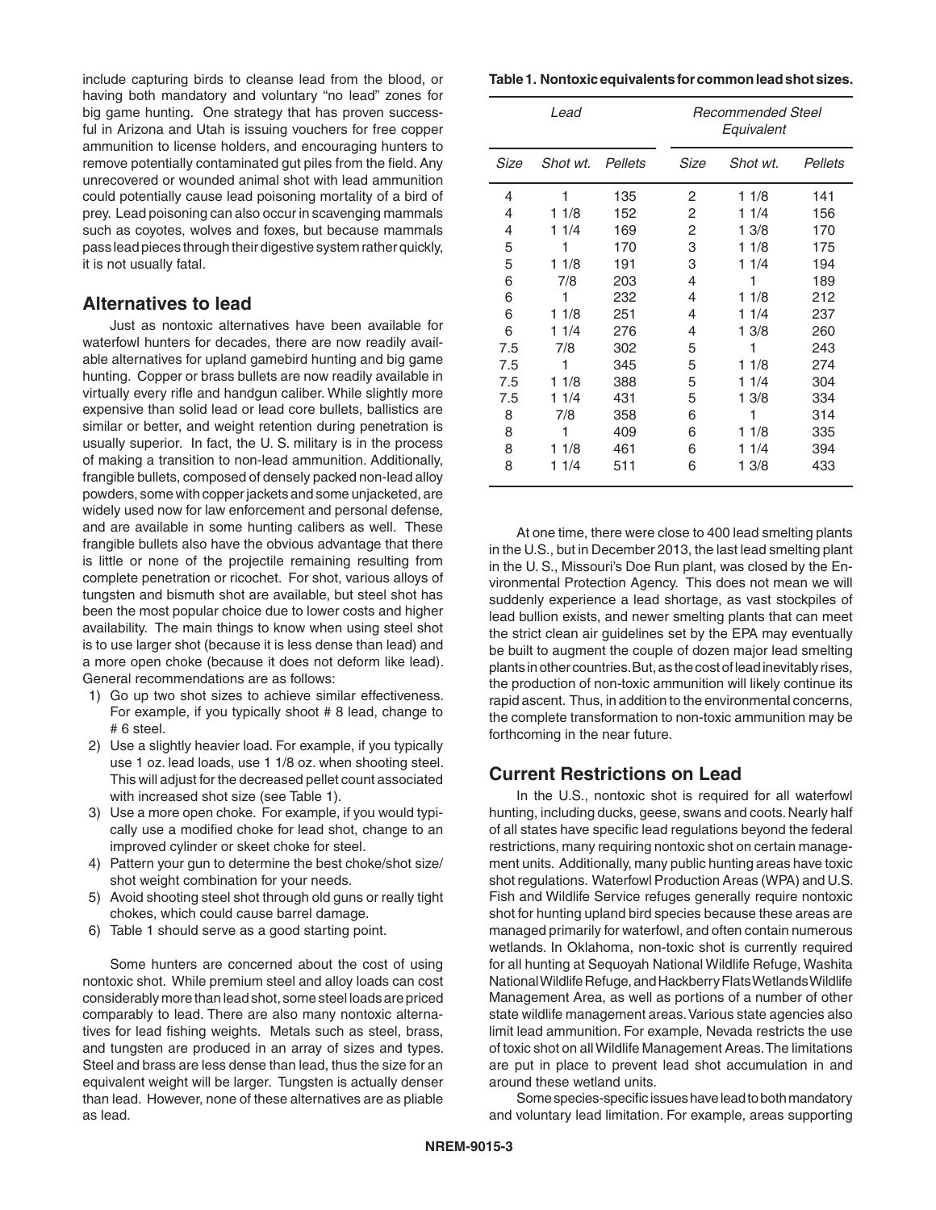include capturing birds to cleanse lead from the blood, or having both mandatory and voluntary "no lead" zones for big game hunting. One strategy that has proven successful in Arizona and Utah is issuing vouchers for free copper ammunition to license holders, and encouraging hunters to remove potentially contaminated gut piles from the field. Any unrecovered or wounded animal shot with lead ammunition could potentially cause lead poisoning mortality of a bird of prey. Lead poisoning can also occur in scavenging mammals such as coyotes, wolves and foxes, but because mammals pass lead pieces through their digestive system rather quickly, it is not usually fatal.

## Alternatives to lead

Just as nontoxic alternatives have been available for waterfowl hunters for decades, there are now readily available alternatives for upland gamebird hunting and big game hunting. Copper or brass bullets are now readily available in virtually every rifle and handgun caliber. While slightly more expensive than solid lead or lead core bullets, ballistics are similar or better, and weight retention during penetration is usually superior. In fact, the U. S. military is in the process of making a transition to non-lead ammunition. Additionally, frangible bullets, composed of densely packed non-lead alloy powders, some with copper jackets and some unjacketed, are widely used now for law enforcement and personal defense, and are available in some hunting calibers as well. These frangible bullets also have the obvious advantage that there is little or none of the projectile remaining resulting from complete penetration or ricochet. For shot, various alloys of tungsten and bismuth shot are available, but steel shot has been the most popular choice due to lower costs and higher availability. The main things to know when using steel shot is to use larger shot (because it is less dense than lead) and a more open choke (because it does not deform like lead). General recommendations are as follows:

1) Go up two shot sizes to achieve similar effectiveness. For example, if you typically shoot # 8 lead, change to # 6 steel.
2) Use a slightly heavier load. For example, if you typically use 1 oz. lead loads, use 1 1/8 oz. when shooting steel. This will adjust for the decreased pellet count associated with increased shot size (see Table 1).
3) Use a more open choke. For example, if you would typically use a modified choke for lead shot, change to an improved cylinder or skeet choke for steel.
4) Pattern your gun to determine the best choke/shot size/shot weight combination for your needs.
5) Avoid shooting steel shot through old guns or really tight chokes, which could cause barrel damage.
6) Table 1 should serve as a good starting point.

Some hunters are concerned about the cost of using nontoxic shot. While premium steel and alloy loads can cost considerably more than lead shot, some steel loads are priced comparably to lead. There are also many nontoxic alternatives for lead fishing weights. Metals such as steel, brass, and tungsten are produced in an array of sizes and types. Steel and brass are less dense than lead, thus the size for an equivalent weight will be larger. Tungsten is actually denser than lead. However, none of these alternatives are as pliable as lead.

**Table 1. Nontoxic equivalents for common lead shot sizes.**

| *Lead* | | | *Recommended Steel Equivalent* | | |
|---|---|---|---|---|---|
| *Size* | *Shot wt.* | *Pellets* | *Size* | *Shot wt.* | *Pellets* |
| 4 | 1 | 135 | 2 | 1 1/8 | 141 |
| 4 | 1 1/8 | 152 | 2 | 1 1/4 | 156 |
| 4 | 1 1/4 | 169 | 2 | 1 3/8 | 170 |
| 5 | 1 | 170 | 3 | 1 1/8 | 175 |
| 5 | 1 1/8 | 191 | 3 | 1 1/4 | 194 |
| 6 | 7/8 | 203 | 4 | 1 | 189 |
| 6 | 1 | 232 | 4 | 1 1/8 | 212 |
| 6 | 1 1/8 | 251 | 4 | 1 1/4 | 237 |
| 6 | 1 1/4 | 276 | 4 | 1 3/8 | 260 |
| 7.5 | 7/8 | 302 | 5 | 1 | 243 |
| 7.5 | 1 | 345 | 5 | 1 1/8 | 274 |
| 7.5 | 1 1/8 | 388 | 5 | 1 1/4 | 304 |
| 7.5 | 1 1/4 | 431 | 5 | 1 3/8 | 334 |
| 8 | 7/8 | 358 | 6 | 1 | 314 |
| 8 | 1 | 409 | 6 | 1 1/8 | 335 |
| 8 | 1 1/8 | 461 | 6 | 1 1/4 | 394 |
| 8 | 1 1/4 | 511 | 6 | 1 3/8 | 433 |

At one time, there were close to 400 lead smelting plants in the U.S., but in December 2013, the last lead smelting plant in the U. S., Missouri's Doe Run plant, was closed by the Environmental Protection Agency. This does not mean we will suddenly experience a lead shortage, as vast stockpiles of lead bullion exists, and newer smelting plants that can meet the strict clean air guidelines set by the EPA may eventually be built to augment the couple of dozen major lead smelting plants in other countries. But, as the cost of lead inevitably rises, the production of non-toxic ammunition will likely continue its rapid ascent. Thus, in addition to the environmental concerns, the complete transformation to non-toxic ammunition may be forthcoming in the near future.

## Current Restrictions on Lead

In the U.S., nontoxic shot is required for all waterfowl hunting, including ducks, geese, swans and coots. Nearly half of all states have specific lead regulations beyond the federal restrictions, many requiring nontoxic shot on certain management units. Additionally, many public hunting areas have toxic shot regulations. Waterfowl Production Areas (WPA) and U.S. Fish and Wildlife Service refuges generally require nontoxic shot for hunting upland bird species because these areas are managed primarily for waterfowl, and often contain numerous wetlands. In Oklahoma, non-toxic shot is currently required for all hunting at Sequoyah National Wildlife Refuge, Washita National Wildlife Refuge, and Hackberry Flats Wetlands Wildlife Management Area, as well as portions of a number of other state wildlife management areas. Various state agencies also limit lead ammunition. For example, Nevada restricts the use of toxic shot on all Wildlife Management Areas. The limitations are put in place to prevent lead shot accumulation in and around these wetland units.

Some species-specific issues have lead to both mandatory and voluntary lead limitation. For example, areas supporting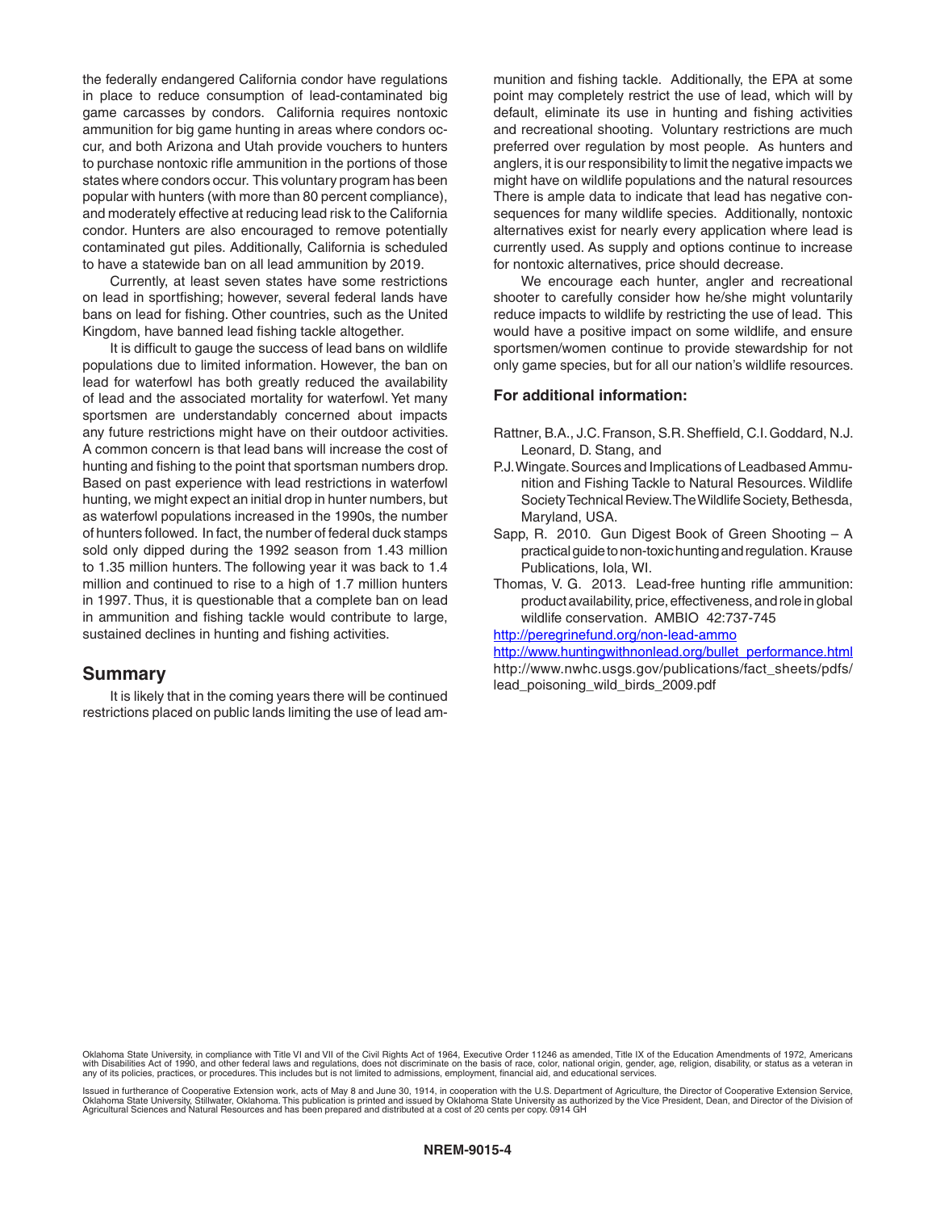the federally endangered California condor have regulations in place to reduce consumption of lead-contaminated big game carcasses by condors. California requires nontoxic ammunition for big game hunting in areas where condors occur, and both Arizona and Utah provide vouchers to hunters to purchase nontoxic rifle ammunition in the portions of those states where condors occur. This voluntary program has been popular with hunters (with more than 80 percent compliance), and moderately effective at reducing lead risk to the California condor. Hunters are also encouraged to remove potentially contaminated gut piles. Additionally, California is scheduled to have a statewide ban on all lead ammunition by 2019.

Currently, at least seven states have some restrictions on lead in sportfishing; however, several federal lands have bans on lead for fishing. Other countries, such as the United Kingdom, have banned lead fishing tackle altogether.

It is difficult to gauge the success of lead bans on wildlife populations due to limited information. However, the ban on lead for waterfowl has both greatly reduced the availability of lead and the associated mortality for waterfowl. Yet many sportsmen are understandably concerned about impacts any future restrictions might have on their outdoor activities. A common concern is that lead bans will increase the cost of hunting and fishing to the point that sportsman numbers drop. Based on past experience with lead restrictions in waterfowl hunting, we might expect an initial drop in hunter numbers, but as waterfowl populations increased in the 1990s, the number of hunters followed. In fact, the number of federal duck stamps sold only dipped during the 1992 season from 1.43 million to 1.35 million hunters. The following year it was back to 1.4 million and continued to rise to a high of 1.7 million hunters in 1997. Thus, it is questionable that a complete ban on lead in ammunition and fishing tackle would contribute to large, sustained declines in hunting and fishing activities.

## Summary

It is likely that in the coming years there will be continued restrictions placed on public lands limiting the use of lead ammunition and fishing tackle. Additionally, the EPA at some point may completely restrict the use of lead, which will by default, eliminate its use in hunting and fishing activities and recreational shooting. Voluntary restrictions are much preferred over regulation by most people. As hunters and anglers, it is our responsibility to limit the negative impacts we might have on wildlife populations and the natural resources There is ample data to indicate that lead has negative consequences for many wildlife species. Additionally, nontoxic alternatives exist for nearly every application where lead is currently used. As supply and options continue to increase for nontoxic alternatives, price should decrease.

We encourage each hunter, angler and recreational shooter to carefully consider how he/she might voluntarily reduce impacts to wildlife by restricting the use of lead. This would have a positive impact on some wildlife, and ensure sportsmen/women continue to provide stewardship for not only game species, but for all our nation's wildlife resources.

### For additional information:

Rattner, B.A., J.C. Franson, S.R. Sheffield, C.I. Goddard, N.J. Leonard, D. Stang, and

P.J. Wingate. Sources and Implications of Leadbased Ammunition and Fishing Tackle to Natural Resources. Wildlife Society Technical Review. The Wildlife Society, Bethesda, Maryland, USA.

Sapp, R. 2010. Gun Digest Book of Green Shooting – A practical guide to non-toxic hunting and regulation. Krause Publications, Iola, WI.

Thomas, V. G. 2013. Lead-free hunting rifle ammunition: product availability, price, effectiveness, and role in global wildlife conservation. AMBIO 42:737-745

http://peregrinefund.org/non-lead-ammo

http://www.huntingwithnonlead.org/bullet_performance.html

http://www.nwhc.usgs.gov/publications/fact_sheets/pdfs/lead_poisoning_wild_birds_2009.pdf

Oklahoma State University, in compliance with Title VI and VII of the Civil Rights Act of 1964, Executive Order 11246 as amended, Title IX of the Education Amendments of 1972, Americans with Disabilities Act of 1990, and other federal laws and regulations, does not discriminate on the basis of race, color, national origin, gender, age, religion, disability, or status as a veteran in any of its policies, practices, or procedures. This includes but is not limited to admissions, employment, financial aid, and educational services.

Issued in furtherance of Cooperative Extension work, acts of May 8 and June 30, 1914, in cooperation with the U.S. Department of Agriculture, the Director of Cooperative Extension Service, Oklahoma State University, Stillwater, Oklahoma. This publication is printed and issued by Oklahoma State University as authorized by the Vice President, Dean, and Director of the Division of Agricultural Sciences and Natural Resources and has been prepared and distributed at a cost of 20 cents per copy. 0914 GH